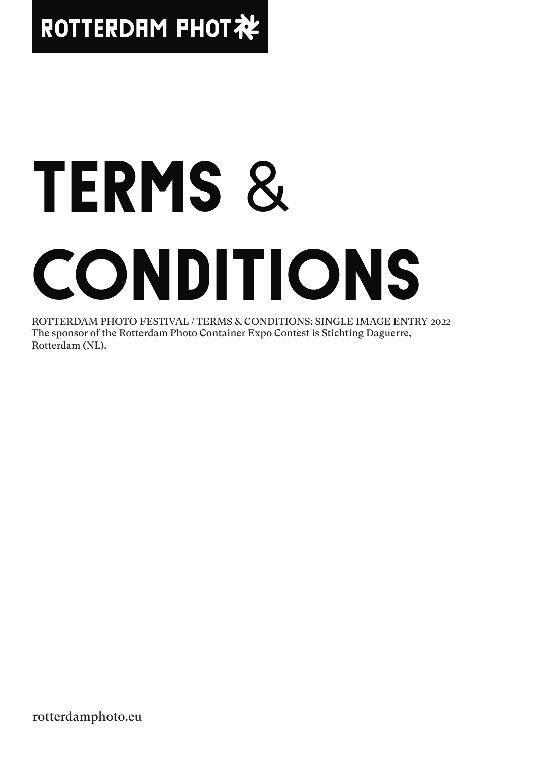ROTTERDAM PHOTO

# TERMS & CONDITIONS

ROTTERDAM PHOTO FESTIVAL / TERMS & CONDITIONS: SINGLE IMAGE ENTRY 2022
The sponsor of the Rotterdam Photo Container Expo Contest is Stichting Daguerre, Rotterdam (NL).

rotterdamphoto.eu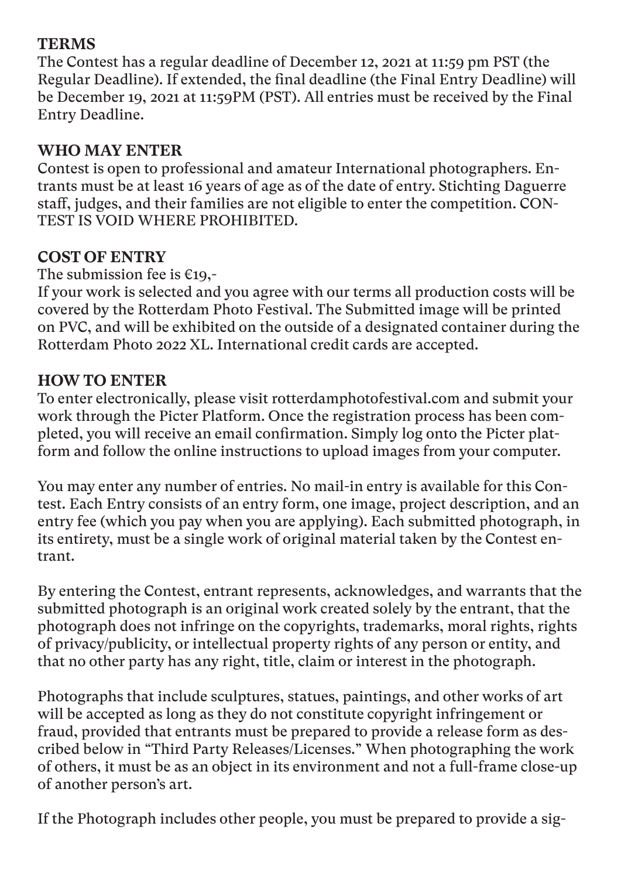## TERMS

The Contest has a regular deadline of December 12, 2021 at 11:59 pm PST (the Regular Deadline). If extended, the final deadline (the Final Entry Deadline) will be December 19, 2021 at 11:59PM (PST). All entries must be received by the Final Entry Deadline.

## WHO MAY ENTER

Contest is open to professional and amateur International photographers. Entrants must be at least 16 years of age as of the date of entry. Stichting Daguerre staff, judges, and their families are not eligible to enter the competition. CONTEST IS VOID WHERE PROHIBITED.

## COST OF ENTRY

The submission fee is €19,-
If your work is selected and you agree with our terms all production costs will be covered by the Rotterdam Photo Festival. The Submitted image will be printed on PVC, and will be exhibited on the outside of a designated container during the Rotterdam Photo 2022 XL. International credit cards are accepted.

## HOW TO ENTER

To enter electronically, please visit rotterdamphotofestival.com and submit your work through the Picter Platform. Once the registration process has been completed, you will receive an email confirmation. Simply log onto the Picter platform and follow the online instructions to upload images from your computer.

You may enter any number of entries. No mail-in entry is available for this Contest. Each Entry consists of an entry form, one image, project description, and an entry fee (which you pay when you are applying). Each submitted photograph, in its entirety, must be a single work of original material taken by the Contest entrant.

By entering the Contest, entrant represents, acknowledges, and warrants that the submitted photograph is an original work created solely by the entrant, that the photograph does not infringe on the copyrights, trademarks, moral rights, rights of privacy/publicity, or intellectual property rights of any person or entity, and that no other party has any right, title, claim or interest in the photograph.

Photographs that include sculptures, statues, paintings, and other works of art will be accepted as long as they do not constitute copyright infringement or fraud, provided that entrants must be prepared to provide a release form as described below in "Third Party Releases/Licenses." When photographing the work of others, it must be as an object in its environment and not a full-frame close-up of another person's art.

If the Photograph includes other people, you must be prepared to provide a sig-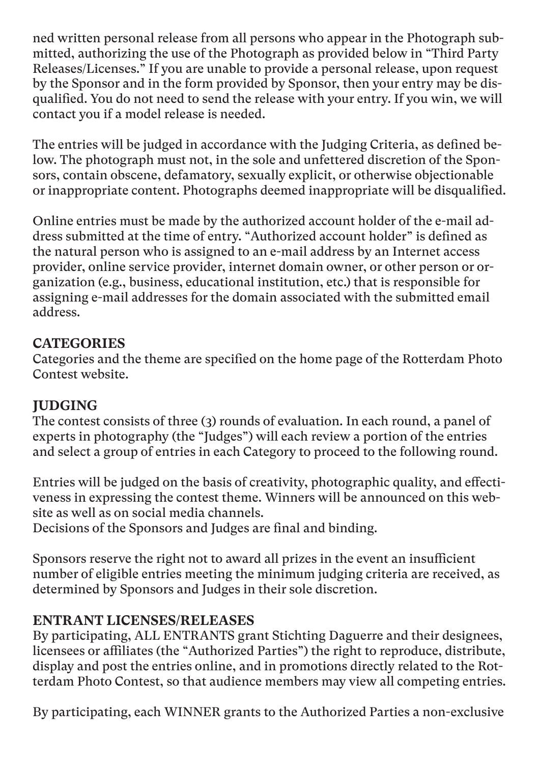ned written personal release from all persons who appear in the Photograph submitted, authorizing the use of the Photograph as provided below in "Third Party Releases/Licenses." If you are unable to provide a personal release, upon request by the Sponsor and in the form provided by Sponsor, then your entry may be disqualified. You do not need to send the release with your entry. If you win, we will contact you if a model release is needed.

The entries will be judged in accordance with the Judging Criteria, as defined below. The photograph must not, in the sole and unfettered discretion of the Sponsors, contain obscene, defamatory, sexually explicit, or otherwise objectionable or inappropriate content. Photographs deemed inappropriate will be disqualified.

Online entries must be made by the authorized account holder of the e-mail address submitted at the time of entry. "Authorized account holder" is defined as the natural person who is assigned to an e-mail address by an Internet access provider, online service provider, internet domain owner, or other person or organization (e.g., business, educational institution, etc.) that is responsible for assigning e-mail addresses for the domain associated with the submitted email address.

## CATEGORIES

Categories and the theme are specified on the home page of the Rotterdam Photo Contest website.

## JUDGING

The contest consists of three (3) rounds of evaluation. In each round, a panel of experts in photography (the "Judges") will each review a portion of the entries and select a group of entries in each Category to proceed to the following round.

Entries will be judged on the basis of creativity, photographic quality, and effectiveness in expressing the contest theme. Winners will be announced on this website as well as on social media channels.
Decisions of the Sponsors and Judges are final and binding.

Sponsors reserve the right not to award all prizes in the event an insufficient number of eligible entries meeting the minimum judging criteria are received, as determined by Sponsors and Judges in their sole discretion.

## ENTRANT LICENSES/RELEASES

By participating, ALL ENTRANTS grant Stichting Daguerre and their designees, licensees or affiliates (the "Authorized Parties") the right to reproduce, distribute, display and post the entries online, and in promotions directly related to the Rotterdam Photo Contest, so that audience members may view all competing entries.

By participating, each WINNER grants to the Authorized Parties a non-exclusive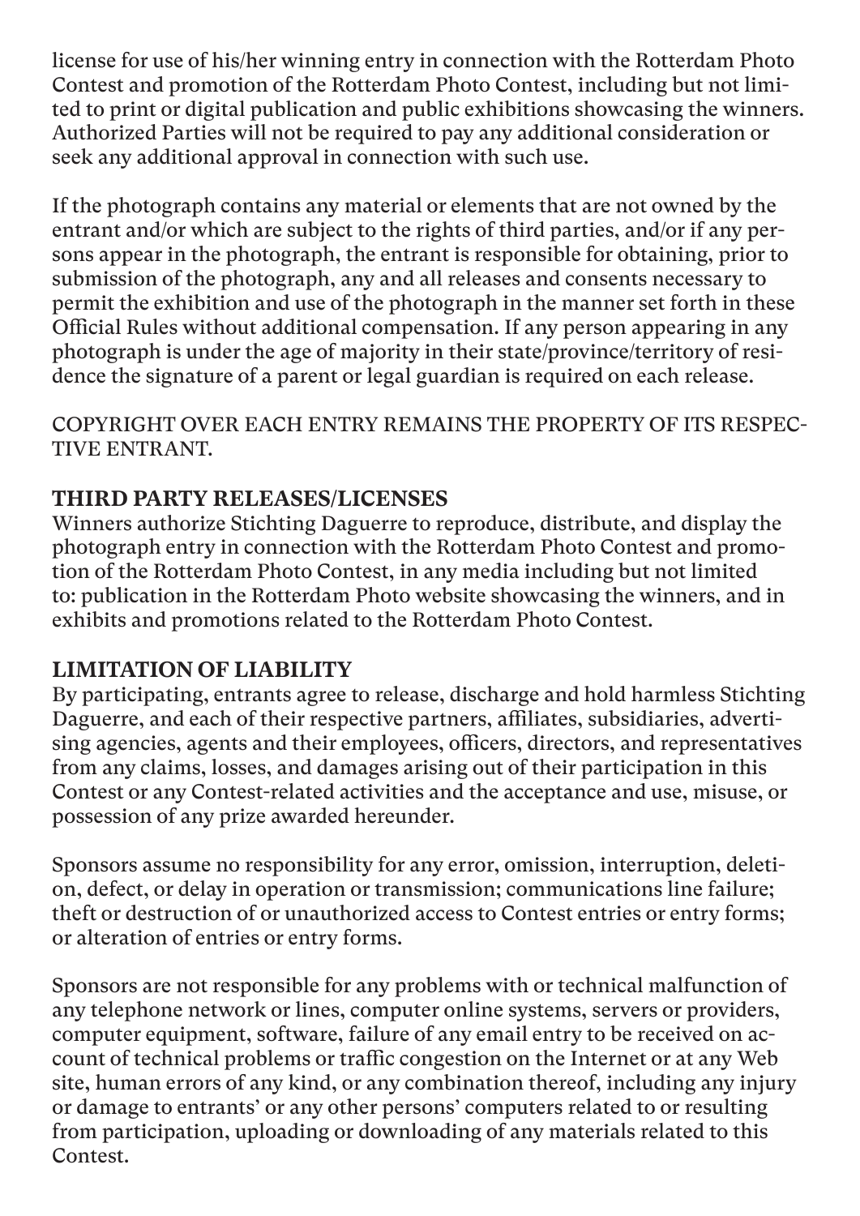license for use of his/her winning entry in connection with the Rotterdam Photo Contest and promotion of the Rotterdam Photo Contest, including but not limited to print or digital publication and public exhibitions showcasing the winners. Authorized Parties will not be required to pay any additional consideration or seek any additional approval in connection with such use.

If the photograph contains any material or elements that are not owned by the entrant and/or which are subject to the rights of third parties, and/or if any persons appear in the photograph, the entrant is responsible for obtaining, prior to submission of the photograph, any and all releases and consents necessary to permit the exhibition and use of the photograph in the manner set forth in these Official Rules without additional compensation. If any person appearing in any photograph is under the age of majority in their state/province/territory of residence the signature of a parent or legal guardian is required on each release.

COPYRIGHT OVER EACH ENTRY REMAINS THE PROPERTY OF ITS RESPECTIVE ENTRANT.

## THIRD PARTY RELEASES/LICENSES

Winners authorize Stichting Daguerre to reproduce, distribute, and display the photograph entry in connection with the Rotterdam Photo Contest and promotion of the Rotterdam Photo Contest, in any media including but not limited to: publication in the Rotterdam Photo website showcasing the winners, and in exhibits and promotions related to the Rotterdam Photo Contest.

## LIMITATION OF LIABILITY

By participating, entrants agree to release, discharge and hold harmless Stichting Daguerre, and each of their respective partners, affiliates, subsidiaries, advertising agencies, agents and their employees, officers, directors, and representatives from any claims, losses, and damages arising out of their participation in this Contest or any Contest-related activities and the acceptance and use, misuse, or possession of any prize awarded hereunder.

Sponsors assume no responsibility for any error, omission, interruption, deletion, defect, or delay in operation or transmission; communications line failure; theft or destruction of or unauthorized access to Contest entries or entry forms; or alteration of entries or entry forms.

Sponsors are not responsible for any problems with or technical malfunction of any telephone network or lines, computer online systems, servers or providers, computer equipment, software, failure of any email entry to be received on account of technical problems or traffic congestion on the Internet or at any Web site, human errors of any kind, or any combination thereof, including any injury or damage to entrants' or any other persons' computers related to or resulting from participation, uploading or downloading of any materials related to this Contest.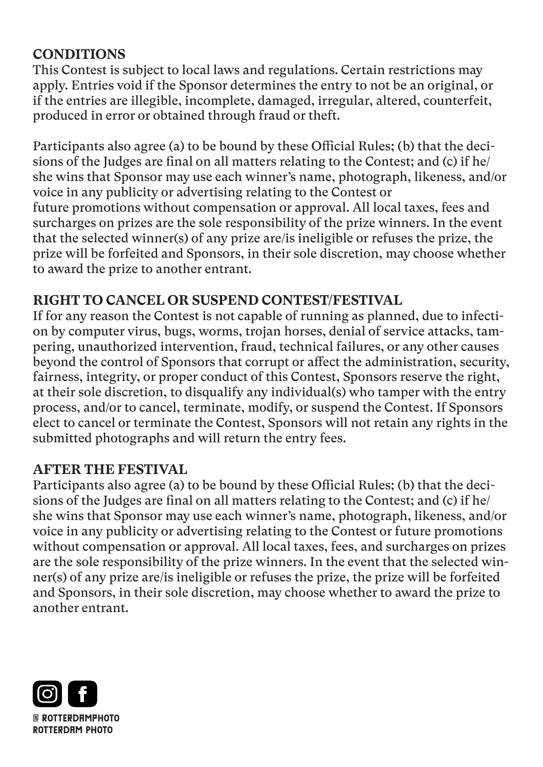## CONDITIONS

This Contest is subject to local laws and regulations. Certain restrictions may apply. Entries void if the Sponsor determines the entry to not be an original, or if the entries are illegible, incomplete, damaged, irregular, altered, counterfeit, produced in error or obtained through fraud or theft.

Participants also agree (a) to be bound by these Official Rules; (b) that the decisions of the Judges are final on all matters relating to the Contest; and (c) if he/she wins that Sponsor may use each winner's name, photograph, likeness, and/or voice in any publicity or advertising relating to the Contest or future promotions without compensation or approval. All local taxes, fees and surcharges on prizes are the sole responsibility of the prize winners. In the event that the selected winner(s) of any prize are/is ineligible or refuses the prize, the prize will be forfeited and Sponsors, in their sole discretion, may choose whether to award the prize to another entrant.

## RIGHT TO CANCEL OR SUSPEND CONTEST/FESTIVAL

If for any reason the Contest is not capable of running as planned, due to infection by computer virus, bugs, worms, trojan horses, denial of service attacks, tampering, unauthorized intervention, fraud, technical failures, or any other causes beyond the control of Sponsors that corrupt or affect the administration, security, fairness, integrity, or proper conduct of this Contest, Sponsors reserve the right, at their sole discretion, to disqualify any individual(s) who tamper with the entry process, and/or to cancel, terminate, modify, or suspend the Contest. If Sponsors elect to cancel or terminate the Contest, Sponsors will not retain any rights in the submitted photographs and will return the entry fees.

## AFTER THE FESTIVAL

Participants also agree (a) to be bound by these Official Rules; (b) that the decisions of the Judges are final on all matters relating to the Contest; and (c) if he/she wins that Sponsor may use each winner's name, photograph, likeness, and/or voice in any publicity or advertising relating to the Contest or future promotions without compensation or approval. All local taxes, fees, and surcharges on prizes are the sole responsibility of the prize winners. In the event that the selected winner(s) of any prize are/is ineligible or refuses the prize, the prize will be forfeited and Sponsors, in their sole discretion, may choose whether to award the prize to another entrant.

@ ROTTERDAMPHOTO
ROTTERDAM PHOTO